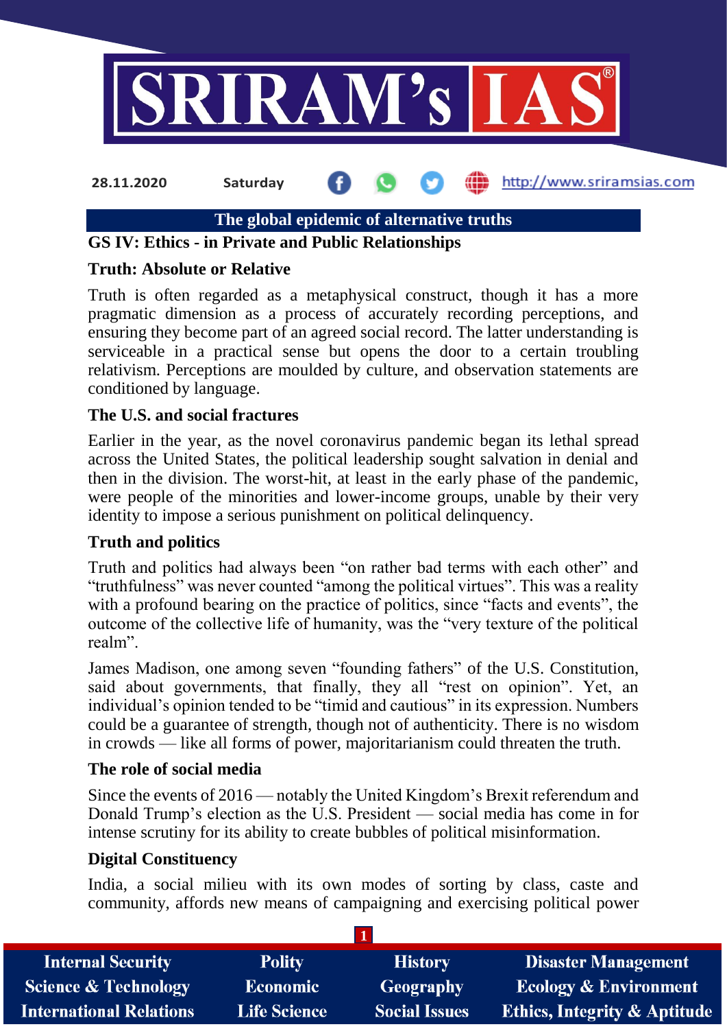28.11.2020 Saturday http://www.sriramsias.com

# The global epidemic of alternative truths

**GS IV: Ethics - in Private and Public Relationships**

## Truth: Absolute or Relative

Truth is often regarded as a metaphysical construct, though it has a more pragmatic dimension as a process of accurately recording perceptions, and ensuring they become part of an agreed social record. The latter understanding is serviceable in a practical sense but opens the door to a certain troubling relativism. Perceptions are moulded by culture, and observation statements are conditioned by language.

## The U.S. and social fractures

Earlier in the year, as the novel coronavirus pandemic began its lethal spread across the United States, the political leadership sought salvation in denial and then in the division. The worst-hit, at least in the early phase of the pandemic, were people of the minorities and lower-income groups, unable by their very identity to impose a serious punishment on political delinquency.

## Truth and politics

Truth and politics had always been "on rather bad terms with each other" and "truthfulness" was never counted "among the political virtues". This was a reality with a profound bearing on the practice of politics, since "facts and events", the outcome of the collective life of humanity, was the "very texture of the political realm".

James Madison, one among seven "founding fathers" of the U.S. Constitution, said about governments, that finally, they all "rest on opinion". Yet, an individual's opinion tended to be "timid and cautious" in its expression. Numbers could be a guarantee of strength, though not of authenticity. There is no wisdom in crowds — like all forms of power, majoritarianism could threaten the truth.

## The role of social media

Since the events of 2016 — notably the United Kingdom's Brexit referendum and Donald Trump's election as the U.S. President — social media has come in for intense scrutiny for its ability to create bubbles of political misinformation.

## Digital Constituency

India, a social milieu with its own modes of sorting by class, caste and community, affords new means of campaigning and exercising political power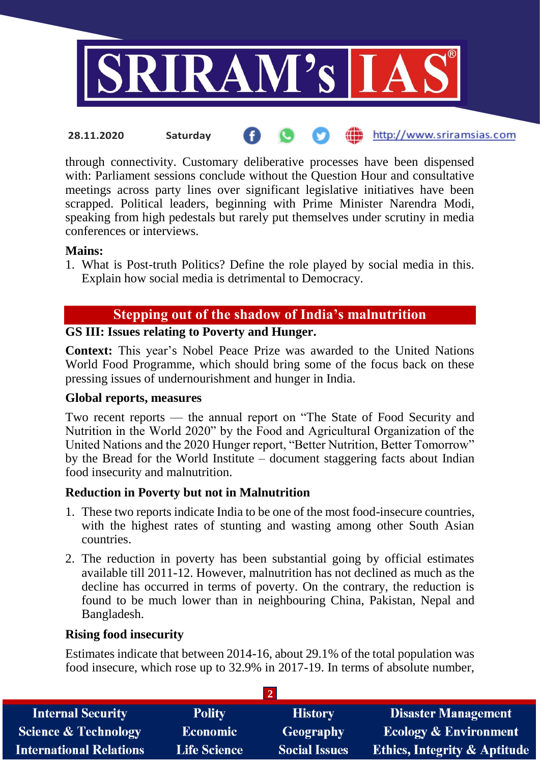through connectivity. Customary deliberative processes have been dispensed with: Parliament sessions conclude without the Question Hour and consultative meetings across party lines over significant legislative initiatives have been scrapped. Political leaders, beginning with Prime Minister Narendra Modi, speaking from high pedestals but rarely put themselves under scrutiny in media conferences or interviews.

**Mains:**

1. What is Post-truth Politics? Define the role played by social media in this. Explain how social media is detrimental to Democracy.

## Stepping out of the shadow of India's malnutrition

**GS III: Issues relating to Poverty and Hunger.**

**Context:** This year's Nobel Peace Prize was awarded to the United Nations World Food Programme, which should bring some of the focus back on these pressing issues of undernourishment and hunger in India.

### Global reports, measures

Two recent reports — the annual report on "The State of Food Security and Nutrition in the World 2020" by the Food and Agricultural Organization of the United Nations and the 2020 Hunger report, "Better Nutrition, Better Tomorrow" by the Bread for the World Institute – document staggering facts about Indian food insecurity and malnutrition.

### Reduction in Poverty but not in Malnutrition

1. These two reports indicate India to be one of the most food-insecure countries, with the highest rates of stunting and wasting among other South Asian countries.
2. The reduction in poverty has been substantial going by official estimates available till 2011-12. However, malnutrition has not declined as much as the decline has occurred in terms of poverty. On the contrary, the reduction is found to be much lower than in neighbouring China, Pakistan, Nepal and Bangladesh.

### Rising food insecurity

Estimates indicate that between 2014-16, about 29.1% of the total population was food insecure, which rose up to 32.9% in 2017-19. In terms of absolute number,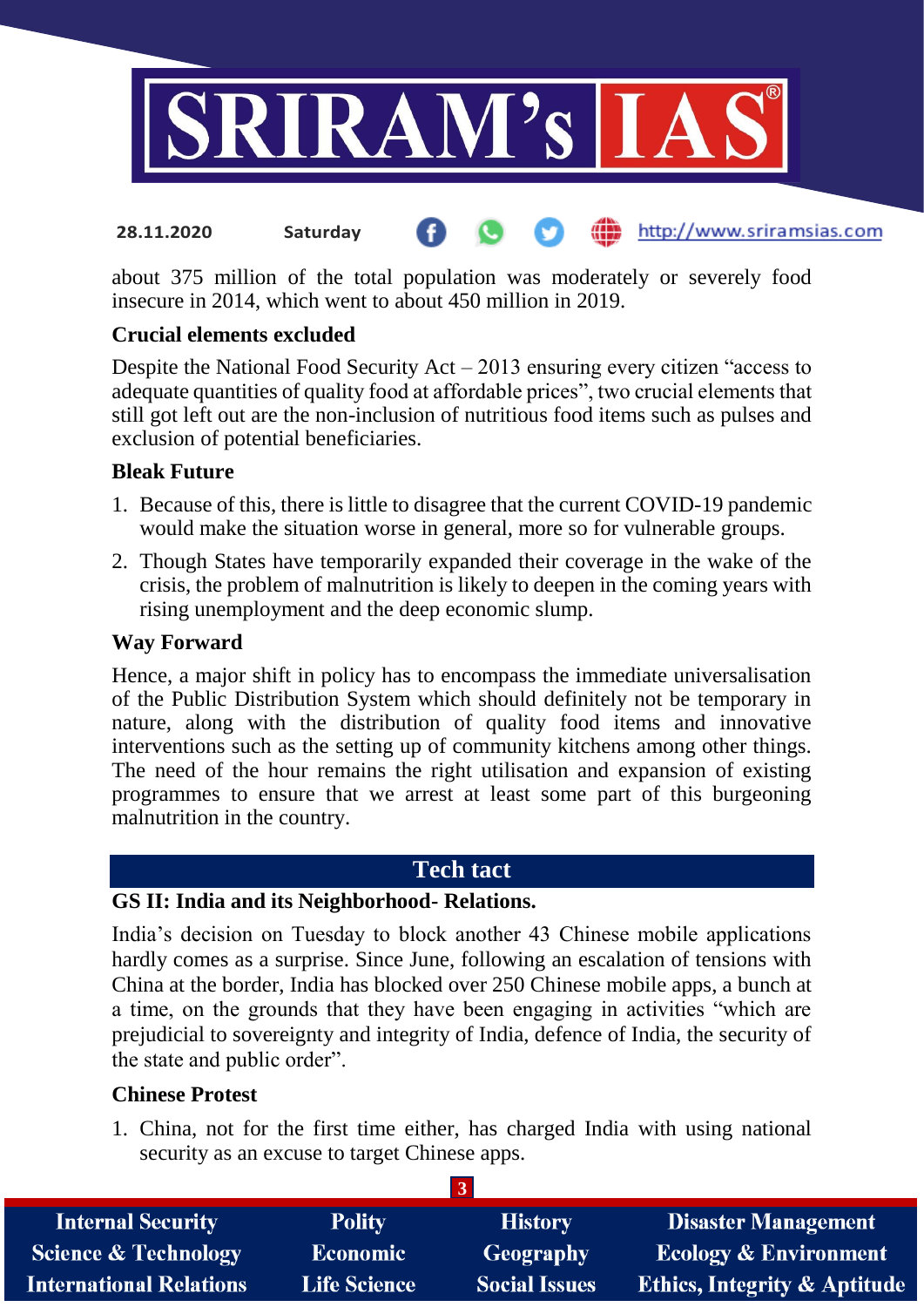about 375 million of the total population was moderately or severely food insecure in 2014, which went to about 450 million in 2019.

### Crucial elements excluded

Despite the National Food Security Act – 2013 ensuring every citizen "access to adequate quantities of quality food at affordable prices", two crucial elements that still got left out are the non-inclusion of nutritious food items such as pulses and exclusion of potential beneficiaries.

### Bleak Future

1. Because of this, there is little to disagree that the current COVID-19 pandemic would make the situation worse in general, more so for vulnerable groups.
2. Though States have temporarily expanded their coverage in the wake of the crisis, the problem of malnutrition is likely to deepen in the coming years with rising unemployment and the deep economic slump.

### Way Forward

Hence, a major shift in policy has to encompass the immediate universalisation of the Public Distribution System which should definitely not be temporary in nature, along with the distribution of quality food items and innovative interventions such as the setting up of community kitchens among other things. The need of the hour remains the right utilisation and expansion of existing programmes to ensure that we arrest at least some part of this burgeoning malnutrition in the country.

## Tech tact

**GS II: India and its Neighborhood- Relations.**

India's decision on Tuesday to block another 43 Chinese mobile applications hardly comes as a surprise. Since June, following an escalation of tensions with China at the border, India has blocked over 250 Chinese mobile apps, a bunch at a time, on the grounds that they have been engaging in activities "which are prejudicial to sovereignty and integrity of India, defence of India, the security of the state and public order".

### Chinese Protest

1. China, not for the first time either, has charged India with using national security as an excuse to target Chinese apps.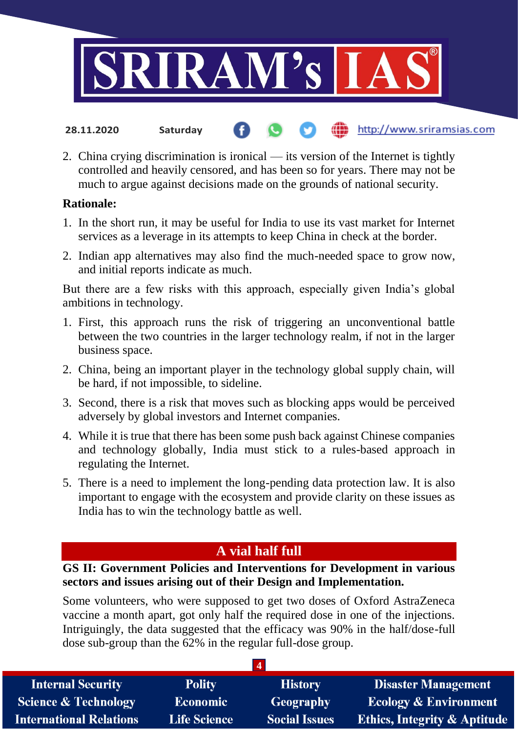2. China crying discrimination is ironical — its version of the Internet is tightly controlled and heavily censored, and has been so for years. There may not be much to argue against decisions made on the grounds of national security.

**Rationale:**

1. In the short run, it may be useful for India to use its vast market for Internet services as a leverage in its attempts to keep China in check at the border.
2. Indian app alternatives may also find the much-needed space to grow now, and initial reports indicate as much.

But there are a few risks with this approach, especially given India's global ambitions in technology.

1. First, this approach runs the risk of triggering an unconventional battle between the two countries in the larger technology realm, if not in the larger business space.
2. China, being an important player in the technology global supply chain, will be hard, if not impossible, to sideline.
3. Second, there is a risk that moves such as blocking apps would be perceived adversely by global investors and Internet companies.
4. While it is true that there has been some push back against Chinese companies and technology globally, India must stick to a rules-based approach in regulating the Internet.
5. There is a need to implement the long-pending data protection law. It is also important to engage with the ecosystem and provide clarity on these issues as India has to win the technology battle as well.

## A vial half full

**GS II: Government Policies and Interventions for Development in various sectors and issues arising out of their Design and Implementation.**

Some volunteers, who were supposed to get two doses of Oxford AstraZeneca vaccine a month apart, got only half the required dose in one of the injections. Intriguingly, the data suggested that the efficacy was 90% in the half/dose-full dose sub-group than the 62% in the regular full-dose group.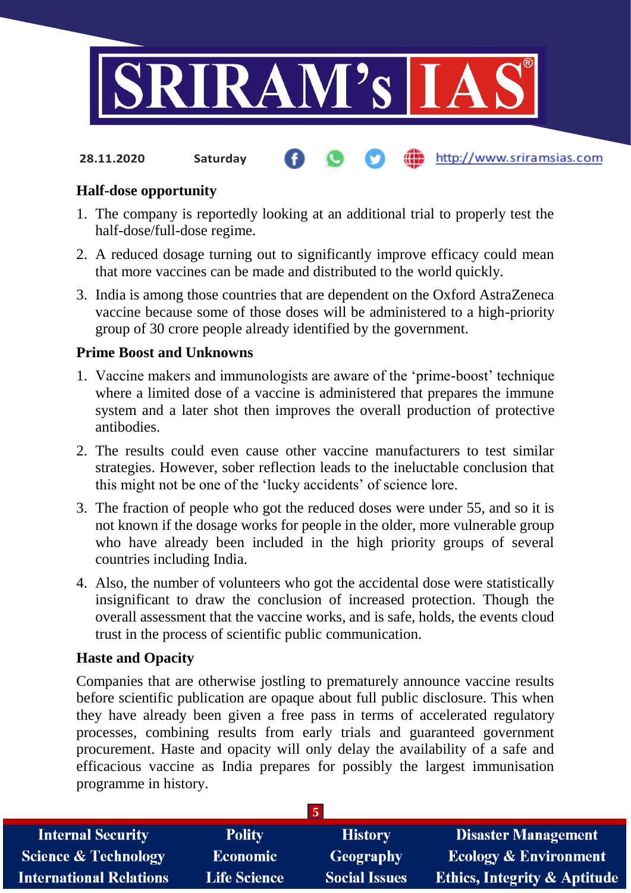### Half-dose opportunity

1. The company is reportedly looking at an additional trial to properly test the half-dose/full-dose regime.
2. A reduced dosage turning out to significantly improve efficacy could mean that more vaccines can be made and distributed to the world quickly.
3. India is among those countries that are dependent on the Oxford AstraZeneca vaccine because some of those doses will be administered to a high-priority group of 30 crore people already identified by the government.

### Prime Boost and Unknowns

1. Vaccine makers and immunologists are aware of the 'prime-boost' technique where a limited dose of a vaccine is administered that prepares the immune system and a later shot then improves the overall production of protective antibodies.
2. The results could even cause other vaccine manufacturers to test similar strategies. However, sober reflection leads to the ineluctable conclusion that this might not be one of the 'lucky accidents' of science lore.
3. The fraction of people who got the reduced doses were under 55, and so it is not known if the dosage works for people in the older, more vulnerable group who have already been included in the high priority groups of several countries including India.
4. Also, the number of volunteers who got the accidental dose were statistically insignificant to draw the conclusion of increased protection. Though the overall assessment that the vaccine works, and is safe, holds, the events cloud trust in the process of scientific public communication.

### Haste and Opacity

Companies that are otherwise jostling to prematurely announce vaccine results before scientific publication are opaque about full public disclosure. This when they have already been given a free pass in terms of accelerated regulatory processes, combining results from early trials and guaranteed government procurement. Haste and opacity will only delay the availability of a safe and efficacious vaccine as India prepares for possibly the largest immunisation programme in history.